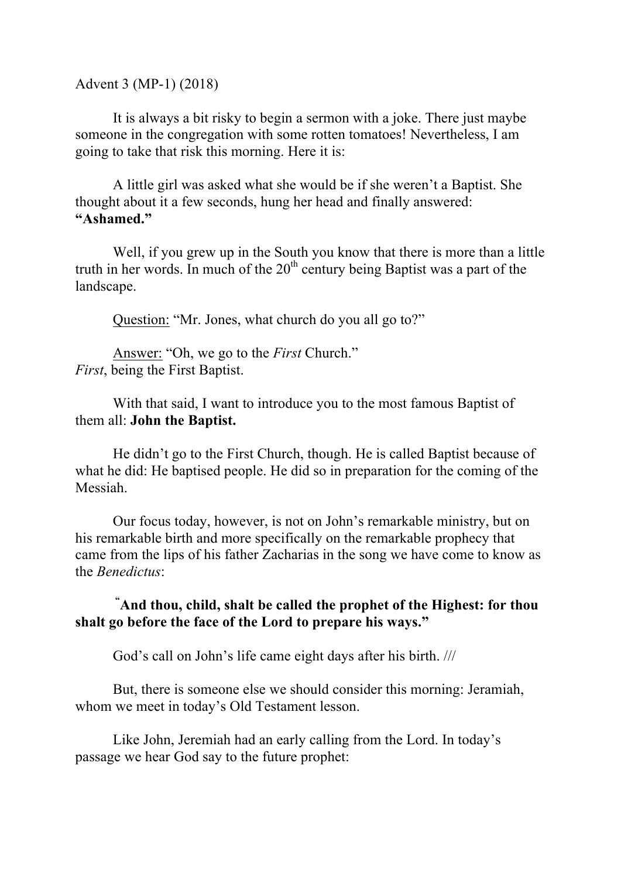Advent 3 (MP-1) (2018)

It is always a bit risky to begin a sermon with a joke. There just maybe someone in the congregation with some rotten tomatoes! Nevertheless, I am going to take that risk this morning. Here it is:

A little girl was asked what she would be if she weren't a Baptist. She thought about it a few seconds, hung her head and finally answered: **"Ashamed."**

Well, if you grew up in the South you know that there is more than a little truth in her words. In much of the 20th century being Baptist was a part of the landscape.

Question: "Mr. Jones, what church do you all go to?"

Answer: "Oh, we go to the *First* Church."
*First*, being the First Baptist.

With that said, I want to introduce you to the most famous Baptist of them all: **John the Baptist.**

He didn't go to the First Church, though. He is called Baptist because of what he did: He baptised people. He did so in preparation for the coming of the Messiah.

Our focus today, however, is not on John's remarkable ministry, but on his remarkable birth and more specifically on the remarkable prophecy that came from the lips of his father Zacharias in the song we have come to know as the *Benedictus*:

**"And thou, child, shalt be called the prophet of the Highest: for thou shalt go before the face of the Lord to prepare his ways."**

God's call on John's life came eight days after his birth. ///

But, there is someone else we should consider this morning: Jeramiah, whom we meet in today's Old Testament lesson.

Like John, Jeremiah had an early calling from the Lord. In today's passage we hear God say to the future prophet: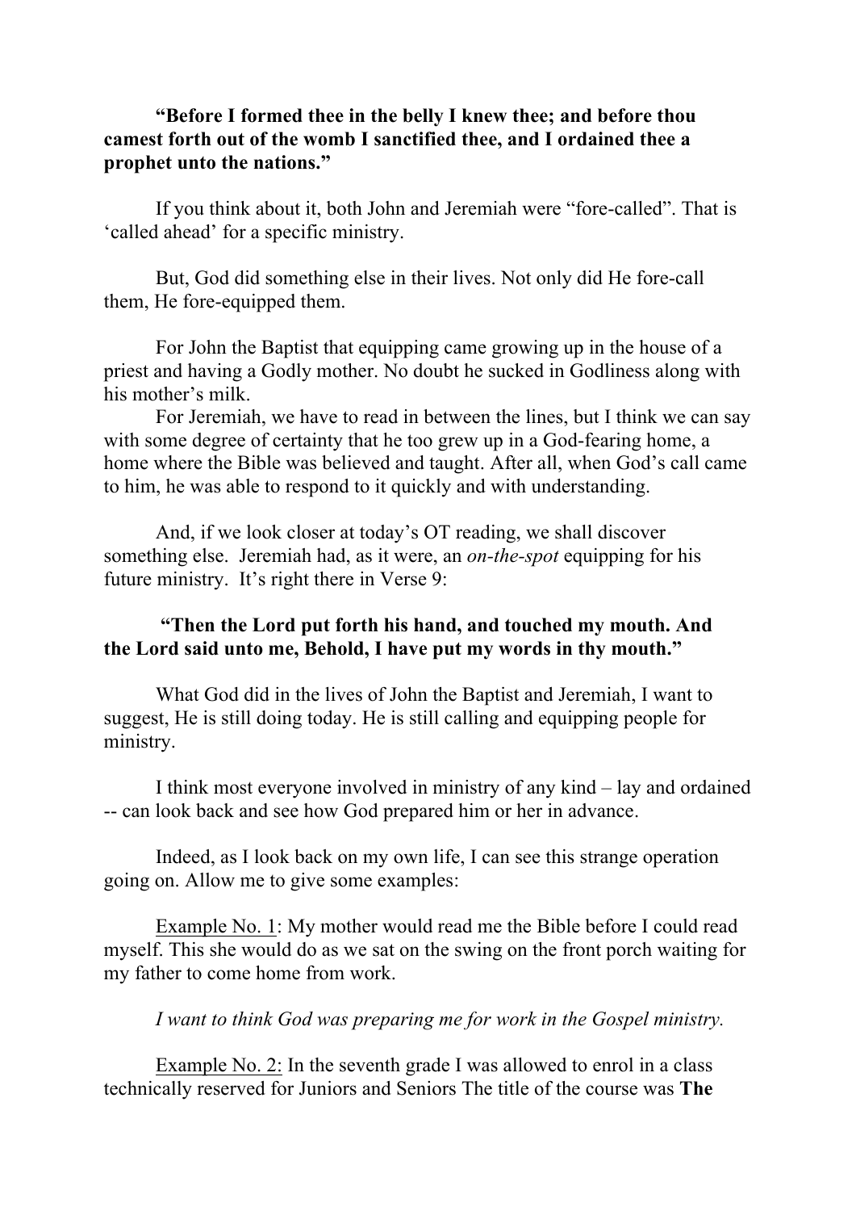**"Before I formed thee in the belly I knew thee; and before thou camest forth out of the womb I sanctified thee, and I ordained thee a prophet unto the nations."**

If you think about it, both John and Jeremiah were "fore-called". That is 'called ahead' for a specific ministry.

But, God did something else in their lives. Not only did He fore-call them, He fore-equipped them.

For John the Baptist that equipping came growing up in the house of a priest and having a Godly mother. No doubt he sucked in Godliness along with his mother's milk.

For Jeremiah, we have to read in between the lines, but I think we can say with some degree of certainty that he too grew up in a God-fearing home, a home where the Bible was believed and taught. After all, when God's call came to him, he was able to respond to it quickly and with understanding.

And, if we look closer at today's OT reading, we shall discover something else. Jeremiah had, as it were, an *on-the-spot* equipping for his future ministry. It's right there in Verse 9:

**"Then the Lord put forth his hand, and touched my mouth. And the Lord said unto me, Behold, I have put my words in thy mouth."**

What God did in the lives of John the Baptist and Jeremiah, I want to suggest, He is still doing today. He is still calling and equipping people for ministry.

I think most everyone involved in ministry of any kind – lay and ordained -- can look back and see how God prepared him or her in advance.

Indeed, as I look back on my own life, I can see this strange operation going on. Allow me to give some examples:

<u>Example No. 1</u>: My mother would read me the Bible before I could read myself. This she would do as we sat on the swing on the front porch waiting for my father to come home from work.

*I want to think God was preparing me for work in the Gospel ministry.*

<u>Example No. 2:</u> In the seventh grade I was allowed to enrol in a class technically reserved for Juniors and Seniors The title of the course was **The**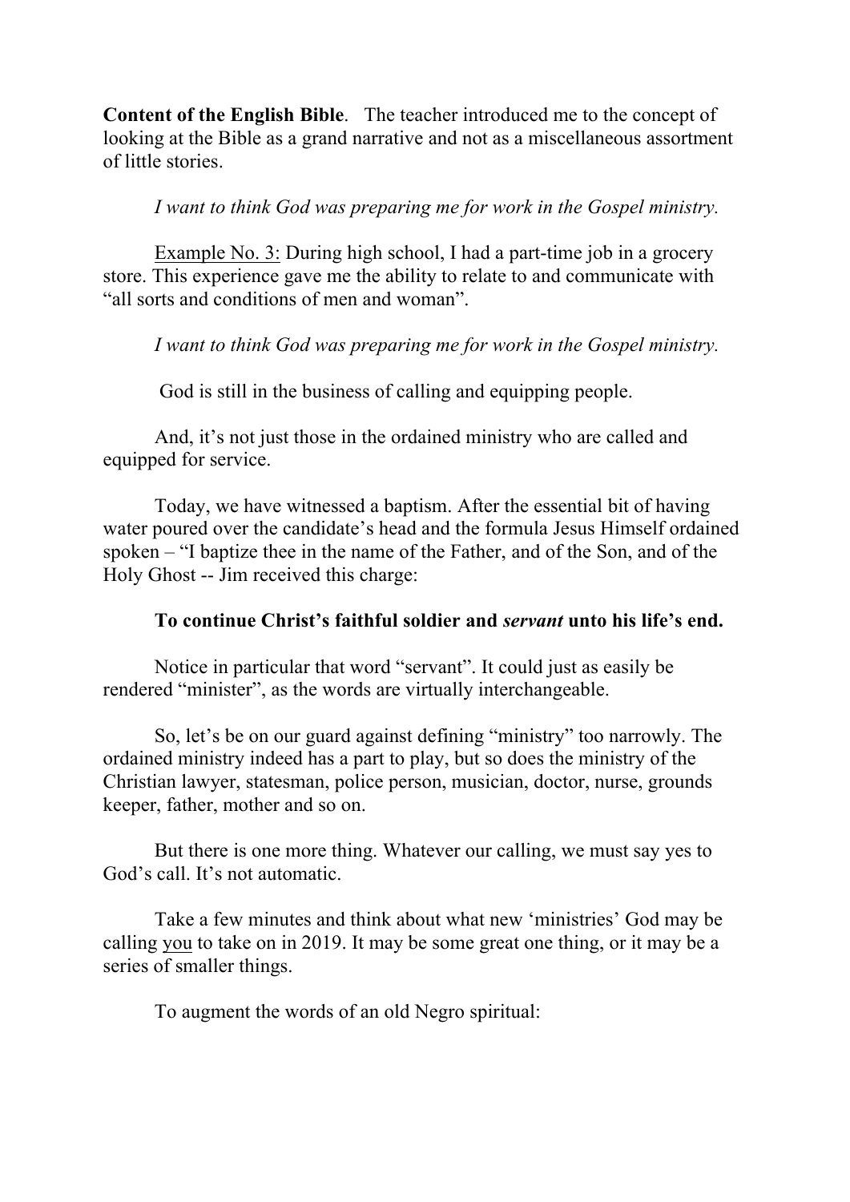**Content of the English Bible**. The teacher introduced me to the concept of looking at the Bible as a grand narrative and not as a miscellaneous assortment of little stories.

*I want to think God was preparing me for work in the Gospel ministry.*

Example No. 3: During high school, I had a part-time job in a grocery store. This experience gave me the ability to relate to and communicate with "all sorts and conditions of men and woman".

*I want to think God was preparing me for work in the Gospel ministry.*

God is still in the business of calling and equipping people.

And, it's not just those in the ordained ministry who are called and equipped for service.

Today, we have witnessed a baptism. After the essential bit of having water poured over the candidate's head and the formula Jesus Himself ordained spoken – "I baptize thee in the name of the Father, and of the Son, and of the Holy Ghost -- Jim received this charge:

**To continue Christ's faithful soldier and *servant* unto his life's end.**

Notice in particular that word "servant". It could just as easily be rendered "minister", as the words are virtually interchangeable.

So, let's be on our guard against defining "ministry" too narrowly. The ordained ministry indeed has a part to play, but so does the ministry of the Christian lawyer, statesman, police person, musician, doctor, nurse, grounds keeper, father, mother and so on.

But there is one more thing. Whatever our calling, we must say yes to God's call. It's not automatic.

Take a few minutes and think about what new 'ministries' God may be calling you to take on in 2019. It may be some great one thing, or it may be a series of smaller things.

To augment the words of an old Negro spiritual: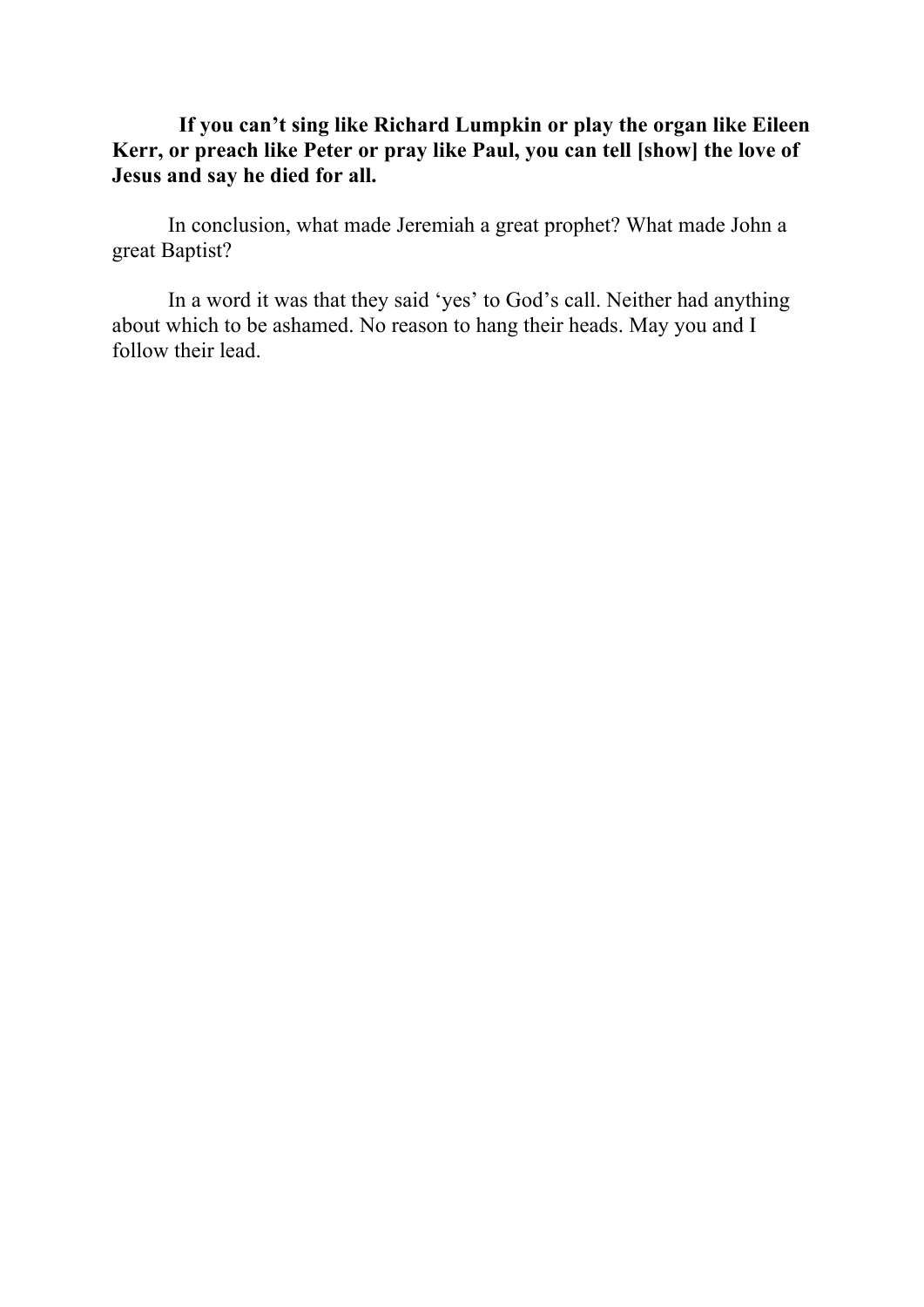**If you can't sing like Richard Lumpkin or play the organ like Eileen Kerr, or preach like Peter or pray like Paul, you can tell [show] the love of Jesus and say he died for all.**

In conclusion, what made Jeremiah a great prophet? What made John a great Baptist?

In a word it was that they said 'yes' to God's call. Neither had anything about which to be ashamed. No reason to hang their heads. May you and I follow their lead.